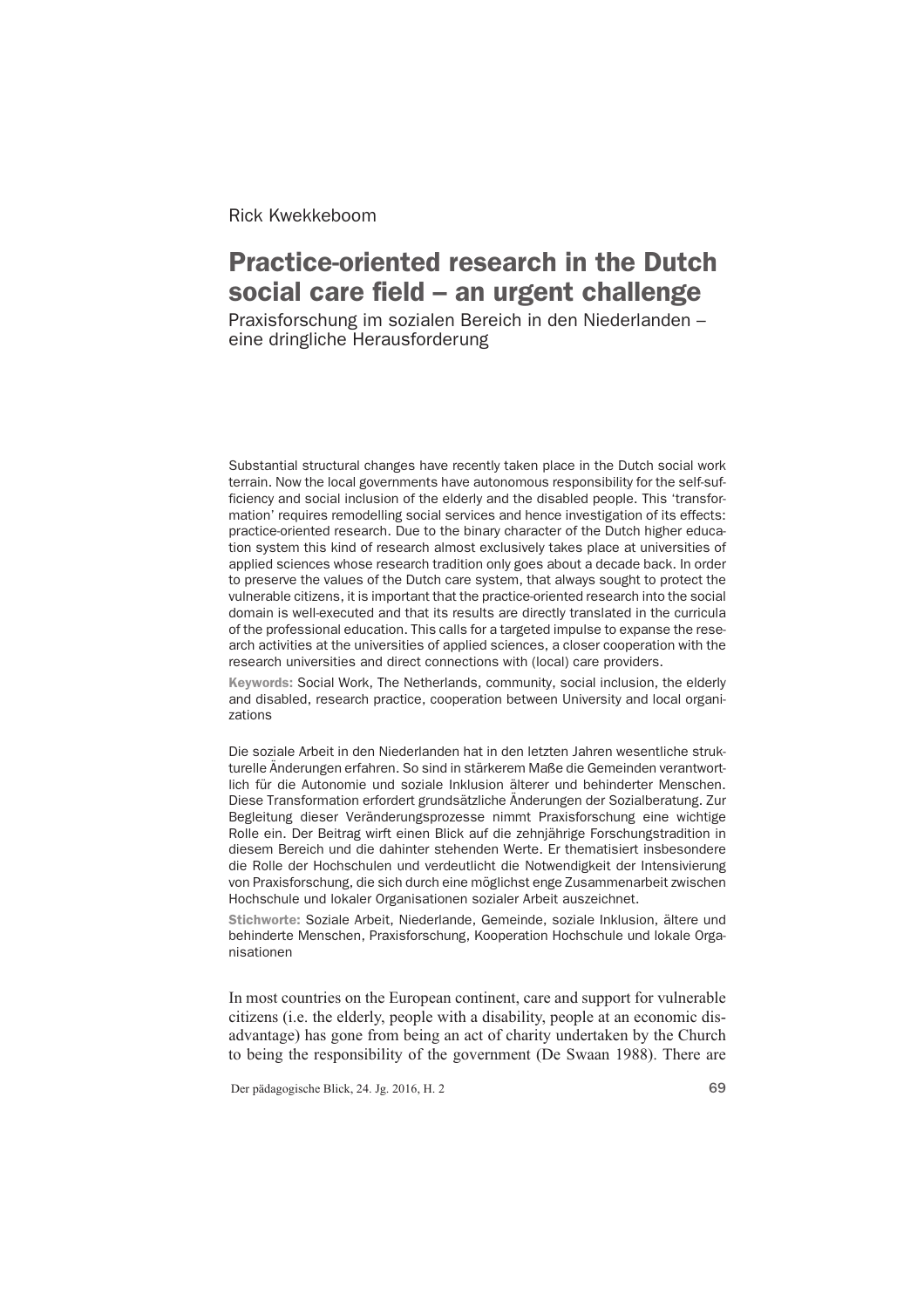Rick Kwekkeboom

# Practice-oriented research in the Dutch social care field – an urgent challenge

## Praxisforschung im sozialen Bereich in den Niederlanden – eine dringliche Herausforderung

Substantial structural changes have recently taken place in the Dutch social work terrain. Now the local governments have autonomous responsibility for the self-sufficiency and social inclusion of the elderly and the disabled people. This 'transformation' requires remodelling social services and hence investigation of its effects: practice-oriented research. Due to the binary character of the Dutch higher education system this kind of research almost exclusively takes place at universities of applied sciences whose research tradition only goes about a decade back. In order to preserve the values of the Dutch care system, that always sought to protect the vulnerable citizens, it is important that the practice-oriented research into the social domain is well-executed and that its results are directly translated in the curricula of the professional education. This calls for a targeted impulse to expanse the research activities at the universities of applied sciences, a closer cooperation with the research universities and direct connections with (local) care providers.

**Keywords:** Social Work, The Netherlands, community, social inclusion, the elderly and disabled, research practice, cooperation between University and local organizations

Die soziale Arbeit in den Niederlanden hat in den letzten Jahren wesentliche strukturelle Änderungen erfahren. So sind in stärkerem Maße die Gemeinden verantwortlich für die Autonomie und soziale Inklusion älterer und behinderter Menschen. Diese Transformation erfordert grundsätzliche Änderungen der Sozialberatung. Zur Begleitung dieser Veränderungsprozesse nimmt Praxisforschung eine wichtige Rolle ein. Der Beitrag wirft einen Blick auf die zehnjährige Forschungstradition in diesem Bereich und die dahinter stehenden Werte. Er thematisiert insbesondere die Rolle der Hochschulen und verdeutlicht die Notwendigkeit der Intensivierung von Praxisforschung, die sich durch eine möglichst enge Zusammenarbeit zwischen Hochschule und lokaler Organisationen sozialer Arbeit auszeichnet.

**Stichworte:** Soziale Arbeit, Niederlande, Gemeinde, soziale Inklusion, ältere und behinderte Menschen, Praxisforschung, Kooperation Hochschule und lokale Organisationen

In most countries on the European continent, care and support for vulnerable citizens (i.e. the elderly, people with a disability, people at an economic disadvantage) has gone from being an act of charity undertaken by the Church to being the responsibility of the government (De Swaan 1988). There are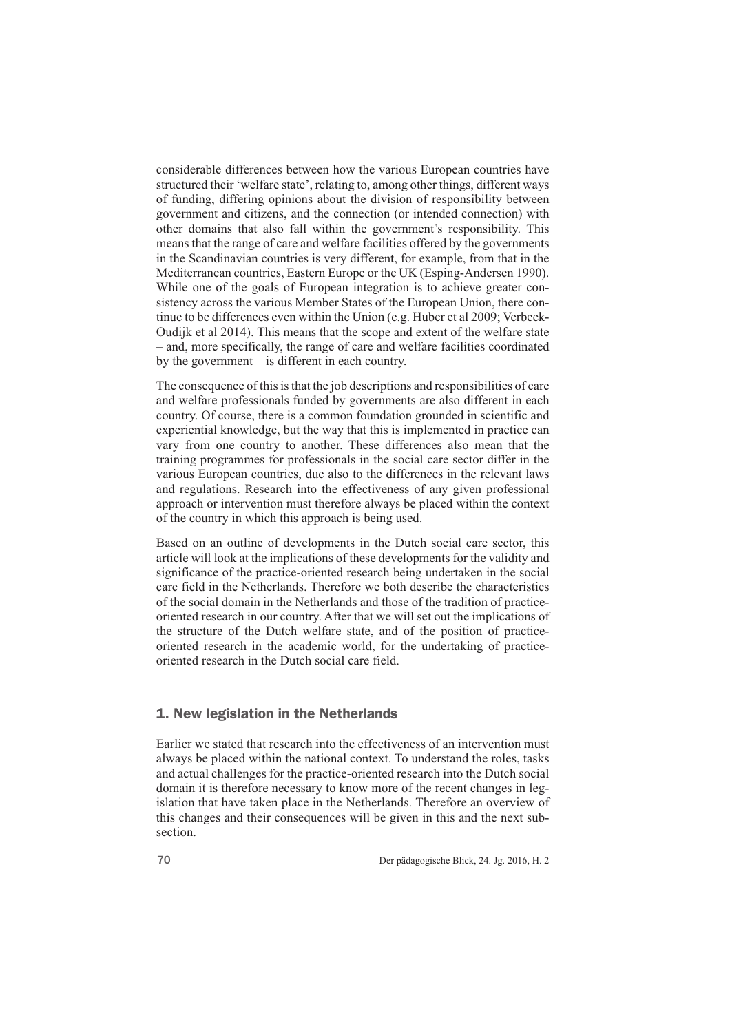considerable differences between how the various European countries have structured their 'welfare state', relating to, among other things, different ways of funding, differing opinions about the division of responsibility between government and citizens, and the connection (or intended connection) with other domains that also fall within the government's responsibility. This means that the range of care and welfare facilities offered by the governments in the Scandinavian countries is very different, for example, from that in the Mediterranean countries, Eastern Europe or the UK (Esping-Andersen 1990). While one of the goals of European integration is to achieve greater consistency across the various Member States of the European Union, there continue to be differences even within the Union (e.g. Huber et al 2009; Verbeek-Oudijk et al 2014). This means that the scope and extent of the welfare state – and, more specifically, the range of care and welfare facilities coordinated by the government – is different in each country.

The consequence of this is that the job descriptions and responsibilities of care and welfare professionals funded by governments are also different in each country. Of course, there is a common foundation grounded in scientific and experiential knowledge, but the way that this is implemented in practice can vary from one country to another. These differences also mean that the training programmes for professionals in the social care sector differ in the various European countries, due also to the differences in the relevant laws and regulations. Research into the effectiveness of any given professional approach or intervention must therefore always be placed within the context of the country in which this approach is being used.

Based on an outline of developments in the Dutch social care sector, this article will look at the implications of these developments for the validity and significance of the practice-oriented research being undertaken in the social care field in the Netherlands. Therefore we both describe the characteristics of the social domain in the Netherlands and those of the tradition of practice-oriented research in our country. After that we will set out the implications of the structure of the Dutch welfare state, and of the position of practice-oriented research in the academic world, for the undertaking of practice-oriented research in the Dutch social care field.

## 1. New legislation in the Netherlands

Earlier we stated that research into the effectiveness of an intervention must always be placed within the national context. To understand the roles, tasks and actual challenges for the practice-oriented research into the Dutch social domain it is therefore necessary to know more of the recent changes in legislation that have taken place in the Netherlands. Therefore an overview of this changes and their consequences will be given in this and the next subsection.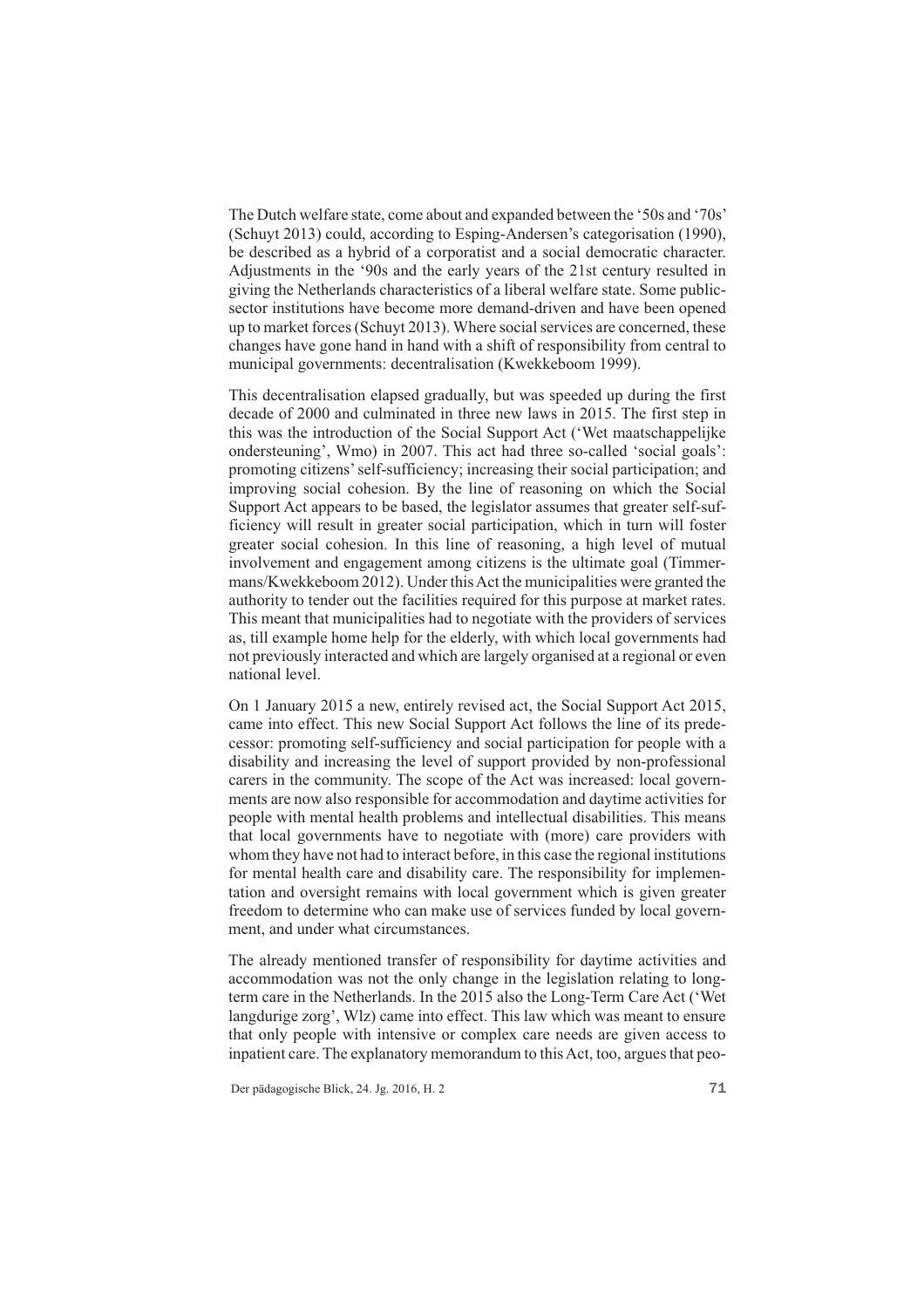The Dutch welfare state, come about and expanded between the '50s and '70s' (Schuyt 2013) could, according to Esping-Andersen's categorisation (1990), be described as a hybrid of a corporatist and a social democratic character. Adjustments in the '90s and the early years of the 21st century resulted in giving the Netherlands characteristics of a liberal welfare state. Some public-sector institutions have become more demand-driven and have been opened up to market forces (Schuyt 2013). Where social services are concerned, these changes have gone hand in hand with a shift of responsibility from central to municipal governments: decentralisation (Kwekkeboom 1999).

This decentralisation elapsed gradually, but was speeded up during the first decade of 2000 and culminated in three new laws in 2015. The first step in this was the introduction of the Social Support Act ('Wet maatschappelijke ondersteuning', Wmo) in 2007. This act had three so-called 'social goals': promoting citizens' self-sufficiency; increasing their social participation; and improving social cohesion. By the line of reasoning on which the Social Support Act appears to be based, the legislator assumes that greater self-sufficiency will result in greater social participation, which in turn will foster greater social cohesion. In this line of reasoning, a high level of mutual involvement and engagement among citizens is the ultimate goal (Timmermans/Kwekkeboom 2012). Under this Act the municipalities were granted the authority to tender out the facilities required for this purpose at market rates. This meant that municipalities had to negotiate with the providers of services as, till example home help for the elderly, with which local governments had not previously interacted and which are largely organised at a regional or even national level.

On 1 January 2015 a new, entirely revised act, the Social Support Act 2015, came into effect. This new Social Support Act follows the line of its predecessor: promoting self-sufficiency and social participation for people with a disability and increasing the level of support provided by non-professional carers in the community. The scope of the Act was increased: local governments are now also responsible for accommodation and daytime activities for people with mental health problems and intellectual disabilities. This means that local governments have to negotiate with (more) care providers with whom they have not had to interact before, in this case the regional institutions for mental health care and disability care. The responsibility for implementation and oversight remains with local government which is given greater freedom to determine who can make use of services funded by local government, and under what circumstances.

The already mentioned transfer of responsibility for daytime activities and accommodation was not the only change in the legislation relating to long-term care in the Netherlands. In the 2015 also the Long-Term Care Act ('Wet langdurige zorg', Wlz) came into effect. This law which was meant to ensure that only people with intensive or complex care needs are given access to inpatient care. The explanatory memorandum to this Act, too, argues that peo-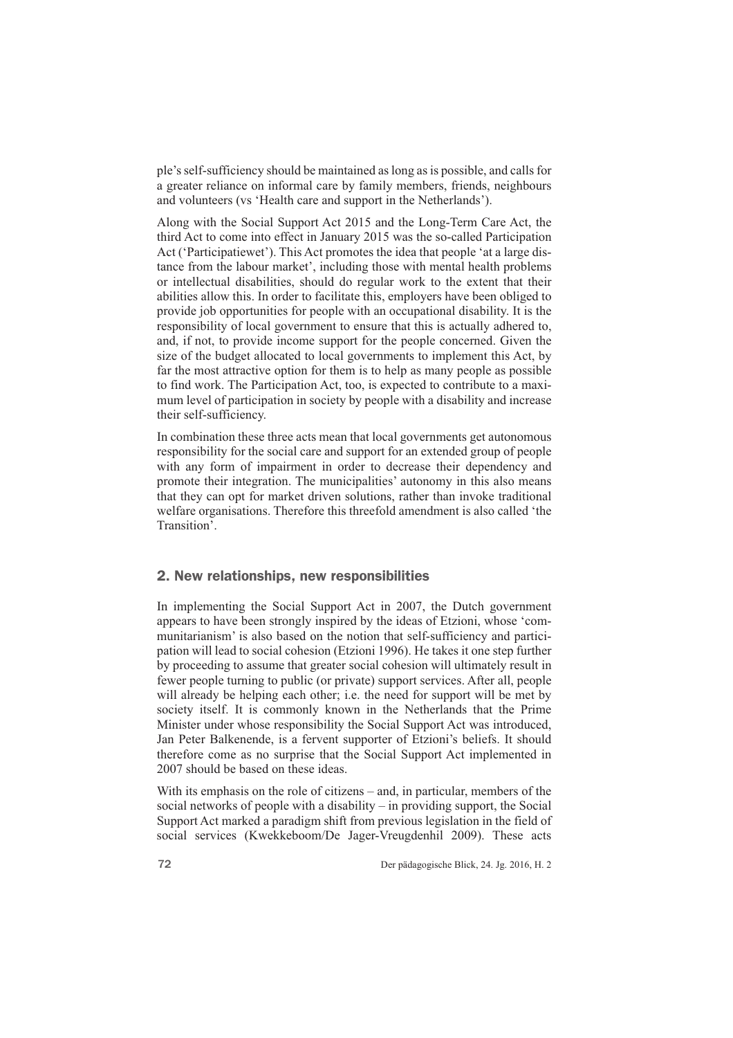ple's self-sufficiency should be maintained as long as is possible, and calls for a greater reliance on informal care by family members, friends, neighbours and volunteers (vs 'Health care and support in the Netherlands').

Along with the Social Support Act 2015 and the Long-Term Care Act, the third Act to come into effect in January 2015 was the so-called Participation Act ('Participatiewet'). This Act promotes the idea that people 'at a large distance from the labour market', including those with mental health problems or intellectual disabilities, should do regular work to the extent that their abilities allow this. In order to facilitate this, employers have been obliged to provide job opportunities for people with an occupational disability. It is the responsibility of local government to ensure that this is actually adhered to, and, if not, to provide income support for the people concerned. Given the size of the budget allocated to local governments to implement this Act, by far the most attractive option for them is to help as many people as possible to find work. The Participation Act, too, is expected to contribute to a maximum level of participation in society by people with a disability and increase their self-sufficiency.

In combination these three acts mean that local governments get autonomous responsibility for the social care and support for an extended group of people with any form of impairment in order to decrease their dependency and promote their integration. The municipalities' autonomy in this also means that they can opt for market driven solutions, rather than invoke traditional welfare organisations. Therefore this threefold amendment is also called 'the Transition'.

## 2. New relationships, new responsibilities

In implementing the Social Support Act in 2007, the Dutch government appears to have been strongly inspired by the ideas of Etzioni, whose 'communitarianism' is also based on the notion that self-sufficiency and participation will lead to social cohesion (Etzioni 1996). He takes it one step further by proceeding to assume that greater social cohesion will ultimately result in fewer people turning to public (or private) support services. After all, people will already be helping each other; i.e. the need for support will be met by society itself. It is commonly known in the Netherlands that the Prime Minister under whose responsibility the Social Support Act was introduced, Jan Peter Balkenende, is a fervent supporter of Etzioni's beliefs. It should therefore come as no surprise that the Social Support Act implemented in 2007 should be based on these ideas.

With its emphasis on the role of citizens – and, in particular, members of the social networks of people with a disability – in providing support, the Social Support Act marked a paradigm shift from previous legislation in the field of social services (Kwekkeboom/De Jager-Vreugdenhil 2009). These acts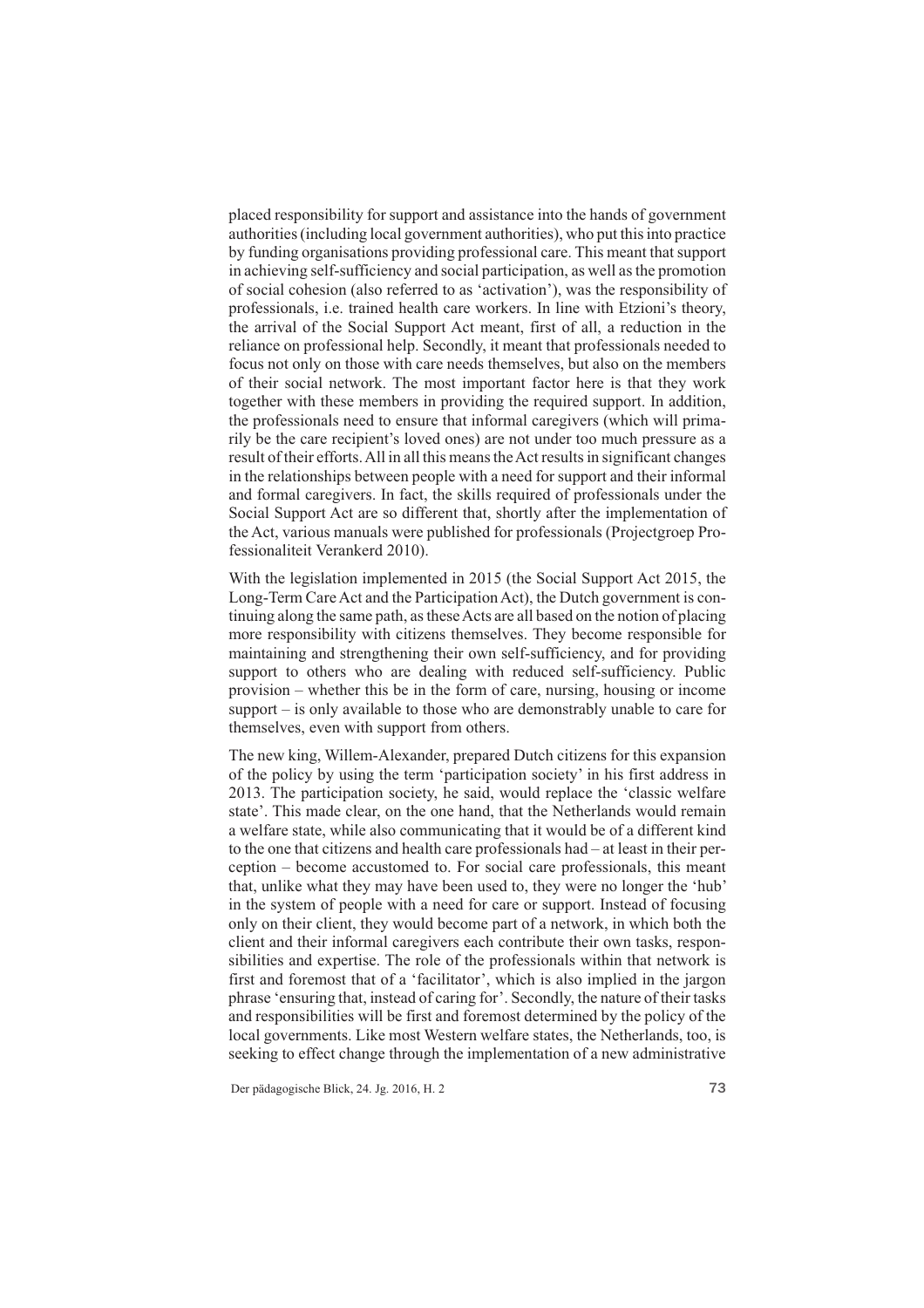placed responsibility for support and assistance into the hands of government authorities (including local government authorities), who put this into practice by funding organisations providing professional care. This meant that support in achieving self-sufficiency and social participation, as well as the promotion of social cohesion (also referred to as 'activation'), was the responsibility of professionals, i.e. trained health care workers. In line with Etzioni's theory, the arrival of the Social Support Act meant, first of all, a reduction in the reliance on professional help. Secondly, it meant that professionals needed to focus not only on those with care needs themselves, but also on the members of their social network. The most important factor here is that they work together with these members in providing the required support. In addition, the professionals need to ensure that informal caregivers (which will primarily be the care recipient's loved ones) are not under too much pressure as a result of their efforts. All in all this means the Act results in significant changes in the relationships between people with a need for support and their informal and formal caregivers. In fact, the skills required of professionals under the Social Support Act are so different that, shortly after the implementation of the Act, various manuals were published for professionals (Projectgroep Professionaliteit Verankerd 2010).

With the legislation implemented in 2015 (the Social Support Act 2015, the Long-Term Care Act and the Participation Act), the Dutch government is continuing along the same path, as these Acts are all based on the notion of placing more responsibility with citizens themselves. They become responsible for maintaining and strengthening their own self-sufficiency, and for providing support to others who are dealing with reduced self-sufficiency. Public provision – whether this be in the form of care, nursing, housing or income support – is only available to those who are demonstrably unable to care for themselves, even with support from others.

The new king, Willem-Alexander, prepared Dutch citizens for this expansion of the policy by using the term 'participation society' in his first address in 2013. The participation society, he said, would replace the 'classic welfare state'. This made clear, on the one hand, that the Netherlands would remain a welfare state, while also communicating that it would be of a different kind to the one that citizens and health care professionals had – at least in their perception – become accustomed to. For social care professionals, this meant that, unlike what they may have been used to, they were no longer the 'hub' in the system of people with a need for care or support. Instead of focusing only on their client, they would become part of a network, in which both the client and their informal caregivers each contribute their own tasks, responsibilities and expertise. The role of the professionals within that network is first and foremost that of a 'facilitator', which is also implied in the jargon phrase 'ensuring that, instead of caring for'. Secondly, the nature of their tasks and responsibilities will be first and foremost determined by the policy of the local governments. Like most Western welfare states, the Netherlands, too, is seeking to effect change through the implementation of a new administrative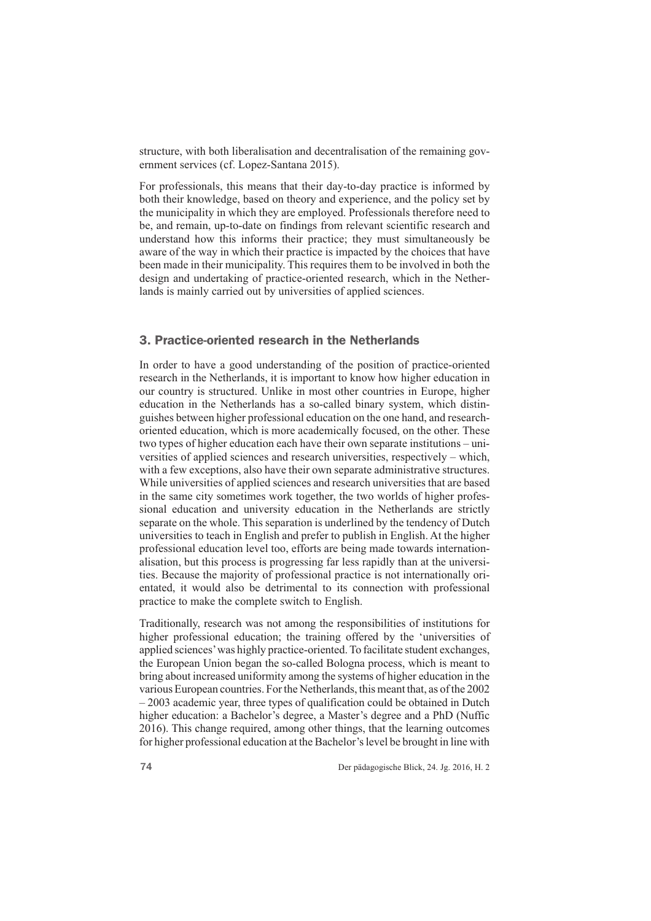structure, with both liberalisation and decentralisation of the remaining government services (cf. Lopez-Santana 2015).

For professionals, this means that their day-to-day practice is informed by both their knowledge, based on theory and experience, and the policy set by the municipality in which they are employed. Professionals therefore need to be, and remain, up-to-date on findings from relevant scientific research and understand how this informs their practice; they must simultaneously be aware of the way in which their practice is impacted by the choices that have been made in their municipality. This requires them to be involved in both the design and undertaking of practice-oriented research, which in the Netherlands is mainly carried out by universities of applied sciences.

## 3. Practice-oriented research in the Netherlands

In order to have a good understanding of the position of practice-oriented research in the Netherlands, it is important to know how higher education in our country is structured. Unlike in most other countries in Europe, higher education in the Netherlands has a so-called binary system, which distinguishes between higher professional education on the one hand, and research-oriented education, which is more academically focused, on the other. These two types of higher education each have their own separate institutions – universities of applied sciences and research universities, respectively – which, with a few exceptions, also have their own separate administrative structures. While universities of applied sciences and research universities that are based in the same city sometimes work together, the two worlds of higher professional education and university education in the Netherlands are strictly separate on the whole. This separation is underlined by the tendency of Dutch universities to teach in English and prefer to publish in English. At the higher professional education level too, efforts are being made towards internationalisation, but this process is progressing far less rapidly than at the universities. Because the majority of professional practice is not internationally orientated, it would also be detrimental to its connection with professional practice to make the complete switch to English.

Traditionally, research was not among the responsibilities of institutions for higher professional education; the training offered by the 'universities of applied sciences' was highly practice-oriented. To facilitate student exchanges, the European Union began the so-called Bologna process, which is meant to bring about increased uniformity among the systems of higher education in the various European countries. For the Netherlands, this meant that, as of the 2002 – 2003 academic year, three types of qualification could be obtained in Dutch higher education: a Bachelor's degree, a Master's degree and a PhD (Nuffic 2016). This change required, among other things, that the learning outcomes for higher professional education at the Bachelor's level be brought in line with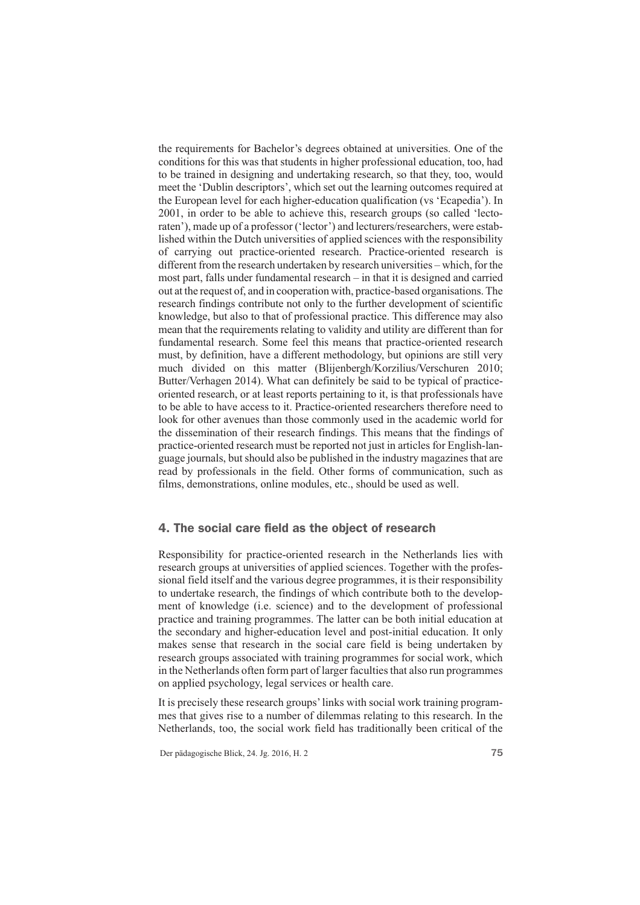the requirements for Bachelor's degrees obtained at universities. One of the conditions for this was that students in higher professional education, too, had to be trained in designing and undertaking research, so that they, too, would meet the 'Dublin descriptors', which set out the learning outcomes required at the European level for each higher-education qualification (vs 'Ecapedia'). In 2001, in order to be able to achieve this, research groups (so called 'lectoraten'), made up of a professor ('lector') and lecturers/researchers, were established within the Dutch universities of applied sciences with the responsibility of carrying out practice-oriented research. Practice-oriented research is different from the research undertaken by research universities – which, for the most part, falls under fundamental research – in that it is designed and carried out at the request of, and in cooperation with, practice-based organisations. The research findings contribute not only to the further development of scientific knowledge, but also to that of professional practice. This difference may also mean that the requirements relating to validity and utility are different than for fundamental research. Some feel this means that practice-oriented research must, by definition, have a different methodology, but opinions are still very much divided on this matter (Blijenbergh/Korzilius/Verschuren 2010; Butter/Verhagen 2014). What can definitely be said to be typical of practice-oriented research, or at least reports pertaining to it, is that professionals have to be able to have access to it. Practice-oriented researchers therefore need to look for other avenues than those commonly used in the academic world for the dissemination of their research findings. This means that the findings of practice-oriented research must be reported not just in articles for English-language journals, but should also be published in the industry magazines that are read by professionals in the field. Other forms of communication, such as films, demonstrations, online modules, etc., should be used as well.

## 4. The social care field as the object of research

Responsibility for practice-oriented research in the Netherlands lies with research groups at universities of applied sciences. Together with the professional field itself and the various degree programmes, it is their responsibility to undertake research, the findings of which contribute both to the development of knowledge (i.e. science) and to the development of professional practice and training programmes. The latter can be both initial education at the secondary and higher-education level and post-initial education. It only makes sense that research in the social care field is being undertaken by research groups associated with training programmes for social work, which in the Netherlands often form part of larger faculties that also run programmes on applied psychology, legal services or health care.

It is precisely these research groups' links with social work training programmes that gives rise to a number of dilemmas relating to this research. In the Netherlands, too, the social work field has traditionally been critical of the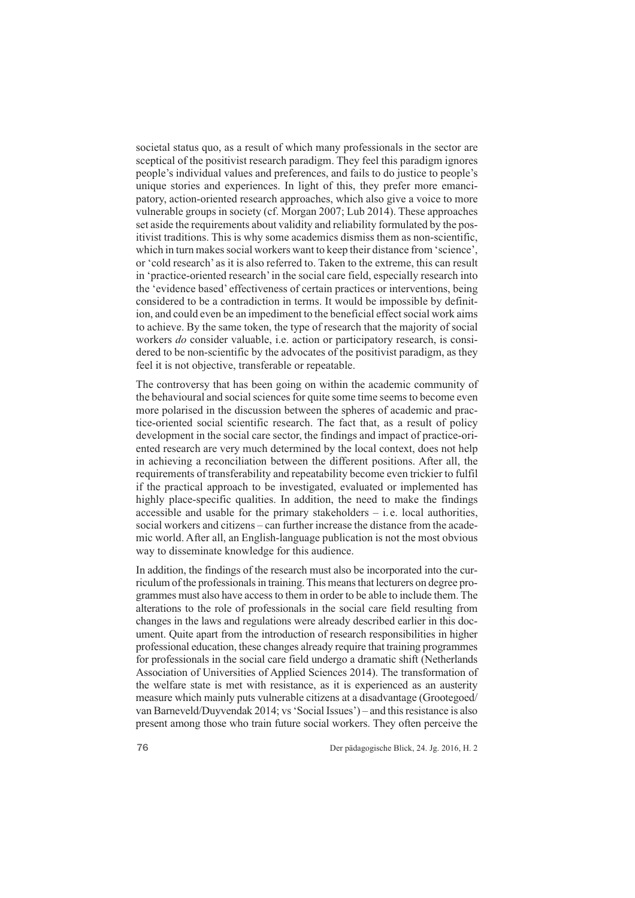societal status quo, as a result of which many professionals in the sector are sceptical of the positivist research paradigm. They feel this paradigm ignores people's individual values and preferences, and fails to do justice to people's unique stories and experiences. In light of this, they prefer more emancipatory, action-oriented research approaches, which also give a voice to more vulnerable groups in society (cf. Morgan 2007; Lub 2014). These approaches set aside the requirements about validity and reliability formulated by the positivist traditions. This is why some academics dismiss them as non-scientific, which in turn makes social workers want to keep their distance from 'science', or 'cold research' as it is also referred to. Taken to the extreme, this can result in 'practice-oriented research' in the social care field, especially research into the 'evidence based' effectiveness of certain practices or interventions, being considered to be a contradiction in terms. It would be impossible by definition, and could even be an impediment to the beneficial effect social work aims to achieve. By the same token, the type of research that the majority of social workers *do* consider valuable, i.e. action or participatory research, is considered to be non-scientific by the advocates of the positivist paradigm, as they feel it is not objective, transferable or repeatable.

The controversy that has been going on within the academic community of the behavioural and social sciences for quite some time seems to become even more polarised in the discussion between the spheres of academic and practice-oriented social scientific research. The fact that, as a result of policy development in the social care sector, the findings and impact of practice-oriented research are very much determined by the local context, does not help in achieving a reconciliation between the different positions. After all, the requirements of transferability and repeatability become even trickier to fulfil if the practical approach to be investigated, evaluated or implemented has highly place-specific qualities. In addition, the need to make the findings accessible and usable for the primary stakeholders – i.e. local authorities, social workers and citizens – can further increase the distance from the academic world. After all, an English-language publication is not the most obvious way to disseminate knowledge for this audience.

In addition, the findings of the research must also be incorporated into the curriculum of the professionals in training. This means that lecturers on degree programmes must also have access to them in order to be able to include them. The alterations to the role of professionals in the social care field resulting from changes in the laws and regulations were already described earlier in this document. Quite apart from the introduction of research responsibilities in higher professional education, these changes already require that training programmes for professionals in the social care field undergo a dramatic shift (Netherlands Association of Universities of Applied Sciences 2014). The transformation of the welfare state is met with resistance, as it is experienced as an austerity measure which mainly puts vulnerable citizens at a disadvantage (Grootegoed/ van Barneveld/Duyvendak 2014; vs 'Social Issues') – and this resistance is also present among those who train future social workers. They often perceive the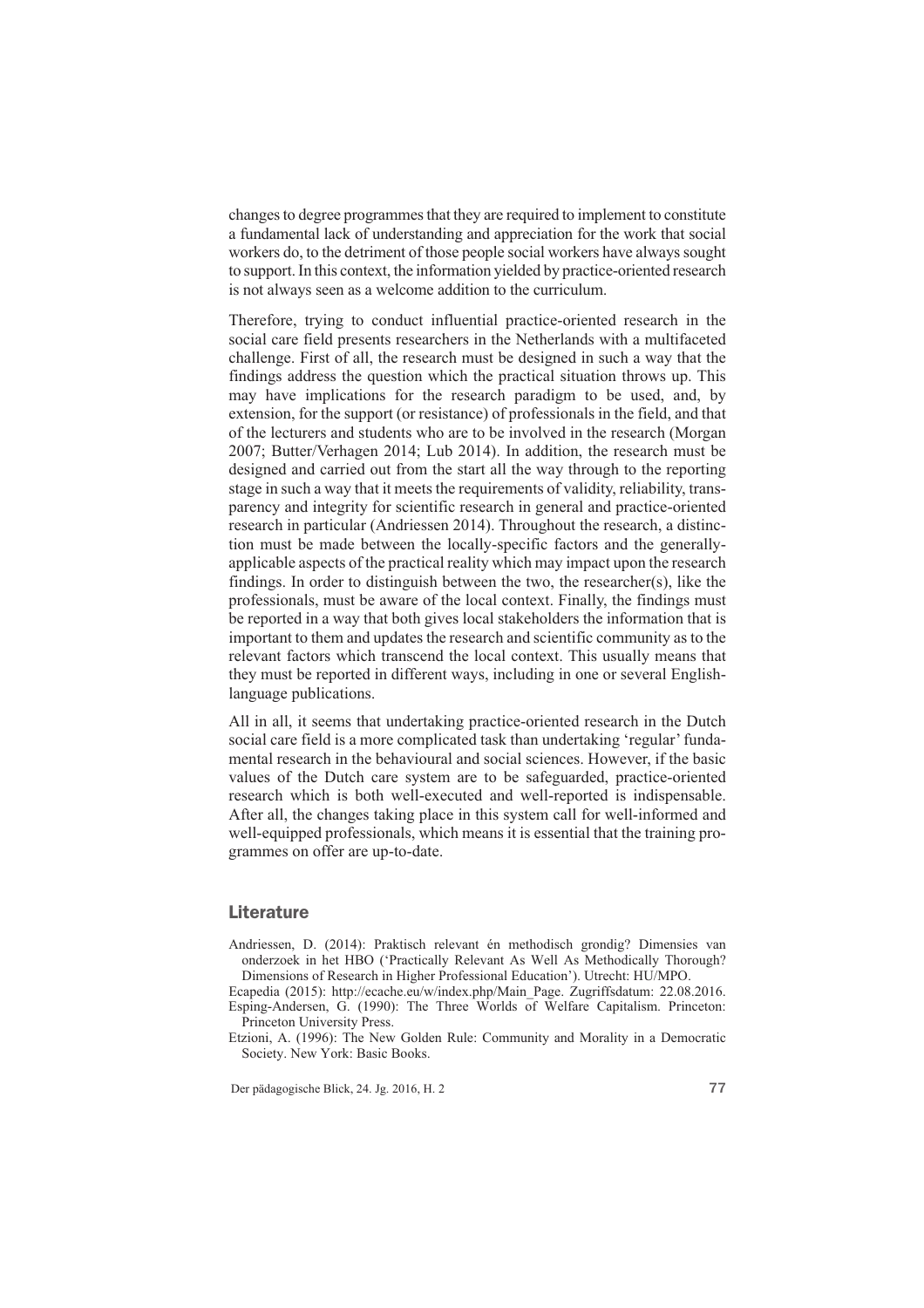changes to degree programmes that they are required to implement to constitute a fundamental lack of understanding and appreciation for the work that social workers do, to the detriment of those people social workers have always sought to support. In this context, the information yielded by practice-oriented research is not always seen as a welcome addition to the curriculum.

Therefore, trying to conduct influential practice-oriented research in the social care field presents researchers in the Netherlands with a multifaceted challenge. First of all, the research must be designed in such a way that the findings address the question which the practical situation throws up. This may have implications for the research paradigm to be used, and, by extension, for the support (or resistance) of professionals in the field, and that of the lecturers and students who are to be involved in the research (Morgan 2007; Butter/Verhagen 2014; Lub 2014). In addition, the research must be designed and carried out from the start all the way through to the reporting stage in such a way that it meets the requirements of validity, reliability, transparency and integrity for scientific research in general and practice-oriented research in particular (Andriessen 2014). Throughout the research, a distinction must be made between the locally-specific factors and the generally-applicable aspects of the practical reality which may impact upon the research findings. In order to distinguish between the two, the researcher(s), like the professionals, must be aware of the local context. Finally, the findings must be reported in a way that both gives local stakeholders the information that is important to them and updates the research and scientific community as to the relevant factors which transcend the local context. This usually means that they must be reported in different ways, including in one or several English-language publications.

All in all, it seems that undertaking practice-oriented research in the Dutch social care field is a more complicated task than undertaking 'regular' fundamental research in the behavioural and social sciences. However, if the basic values of the Dutch care system are to be safeguarded, practice-oriented research which is both well-executed and well-reported is indispensable. After all, the changes taking place in this system call for well-informed and well-equipped professionals, which means it is essential that the training programmes on offer are up-to-date.

## Literature

Andriessen, D. (2014): Praktisch relevant én methodisch grondig? Dimensies van onderzoek in het HBO ('Practically Relevant As Well As Methodically Thorough? Dimensions of Research in Higher Professional Education'). Utrecht: HU/MPO.

Ecapedia (2015): http://ecache.eu/w/index.php/Main_Page. Zugriffsdatum: 22.08.2016.

Esping-Andersen, G. (1990): The Three Worlds of Welfare Capitalism. Princeton: Princeton University Press.

Etzioni, A. (1996): The New Golden Rule: Community and Morality in a Democratic Society. New York: Basic Books.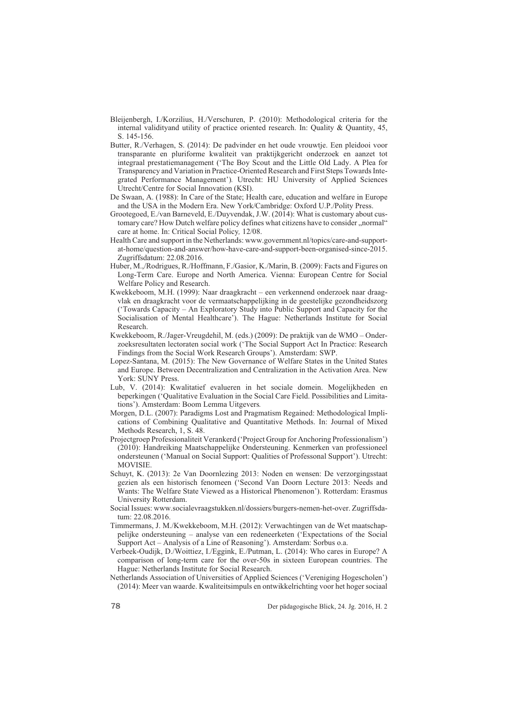Bleijenbergh, I./Korzilius, H./Verschuren, P. (2010): Methodological criteria for the internal validityand utility of practice oriented research. In: Quality & Quantity, 45, S. 145-156.

Butter, R./Verhagen, S. (2014): De padvinder en het oude vrouwtje. Een pleidooi voor transparante en pluriforme kwaliteit van praktijkgericht onderzoek en aanzet tot integraal prestatiemanagement ('The Boy Scout and the Little Old Lady. A Plea for Transparency and Variation in Practice-Oriented Research and First Steps Towards Integrated Performance Management'). Utrecht: HU University of Applied Sciences Utrecht/Centre for Social Innovation (KSI).

De Swaan, A. (1988): In Care of the State; Health care, education and welfare in Europe and the USA in the Modern Era. New York/Cambridge: Oxford U.P./Polity Press.

Grootegoed, E./van Barneveld, E./Duyvendak, J.W. (2014): What is customary about customary care? How Dutch welfare policy defines what citizens have to consider „normal" care at home. In: Critical Social Policy, 12/08.

Health Care and support in the Netherlands: www.government.nl/topics/care-and-support-at-home/question-and-answer/how-have-care-and-support-been-organised-since-2015. Zugriffsdatum: 22.08.2016.

Huber, M.,/Rodrigues, R./Hoffmann, F./Gasior, K./Marin, B. (2009): Facts and Figures on Long-Term Care. Europe and North America. Vienna: European Centre for Social Welfare Policy and Research.

Kwekkeboom, M.H. (1999): Naar draagkracht – een verkennend onderzoek naar draagvlak en draagkracht voor de vermaatschappelijking in de geestelijke gezondheidszorg ('Towards Capacity – An Exploratory Study into Public Support and Capacity for the Socialisation of Mental Healthcare'). The Hague: Netherlands Institute for Social Research.

Kwekkeboom, R./Jager-Vreugdehil, M. (eds.) (2009): De praktijk van de WMO – Onderzoeksresultaten lectoraten social work ('The Social Support Act In Practice: Research Findings from the Social Work Research Groups'). Amsterdam: SWP.

Lopez-Santana, M. (2015): The New Governance of Welfare States in the United States and Europe. Between Decentralization and Centralization in the Activation Area. New York: SUNY Press.

Lub, V. (2014): Kwalitatief evalueren in het sociale domein. Mogelijkheden en beperkingen ('Qualitative Evaluation in the Social Care Field. Possibilities and Limitations'). Amsterdam: Boom Lemma Uitgevers.

Morgen, D.L. (2007): Paradigms Lost and Pragmatism Regained: Methodological Implications of Combining Qualitative and Quantitative Methods. In: Journal of Mixed Methods Research, 1, S. 48.

Projectgroep Professionaliteit Verankerd ('Project Group for Anchoring Professionalism') (2010): Handreiking Maatschappelijke Ondersteuning. Kenmerken van professioneel ondersteunen ('Manual on Social Support: Qualities of Professonal Support'). Utrecht: MOVISIE.

Schuyt, K. (2013): 2e Van Doornlezing 2013: Noden en wensen: De verzorgingsstaat gezien als een historisch fenomeen ('Second Van Doorn Lecture 2013: Needs and Wants: The Welfare State Viewed as a Historical Phenomenon'). Rotterdam: Erasmus University Rotterdam.

Social Issues: www.socialevraagstukken.nl/dossiers/burgers-nemen-het-over. Zugriffsdatum: 22.08.2016.

Timmermans, J. M./Kwekkeboom, M.H. (2012): Verwachtingen van de Wet maatschappelijke ondersteuning – analyse van een redeneerketen ('Expectations of the Social Support Act – Analysis of a Line of Reasoning'). Amsterdam: Sorbus o.a.

Verbeek-Oudijk, D./Woittiez, I./Eggink, E./Putman, L. (2014): Who cares in Europe? A comparison of long-term care for the over-50s in sixteen European countries. The Hague: Netherlands Institute for Social Research.

Netherlands Association of Universities of Applied Sciences ('Vereniging Hogescholen') (2014): Meer van waarde. Kwaliteitsimpuls en ontwikkelrichting voor het hoger sociaal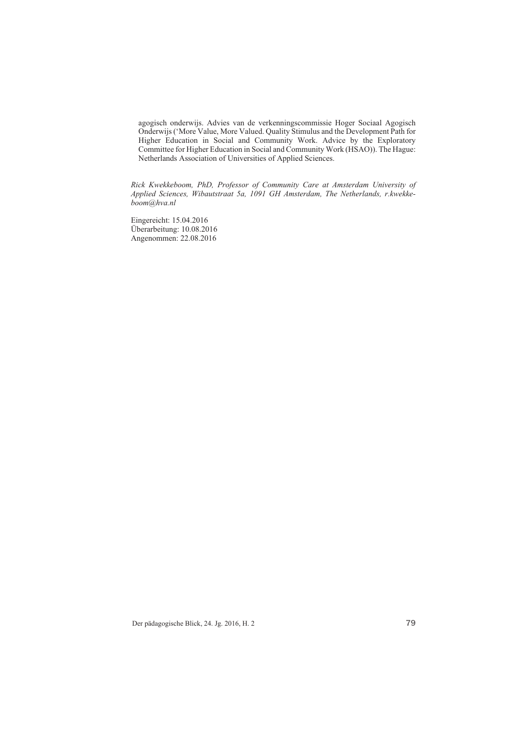agogisch onderwijs. Advies van de verkenningscommissie Hoger Sociaal Agogisch Onderwijs ('More Value, More Valued. Quality Stimulus and the Development Path for Higher Education in Social and Community Work. Advice by the Exploratory Committee for Higher Education in Social and Community Work (HSAO)). The Hague: Netherlands Association of Universities of Applied Sciences.

*Rick Kwekkeboom, PhD, Professor of Community Care at Amsterdam University of Applied Sciences, Wibautstraat 5a, 1091 GH Amsterdam, The Netherlands, r.kwekkeboom@hva.nl*

Eingereicht: 15.04.2016
Überarbeitung: 10.08.2016
Angenommen: 22.08.2016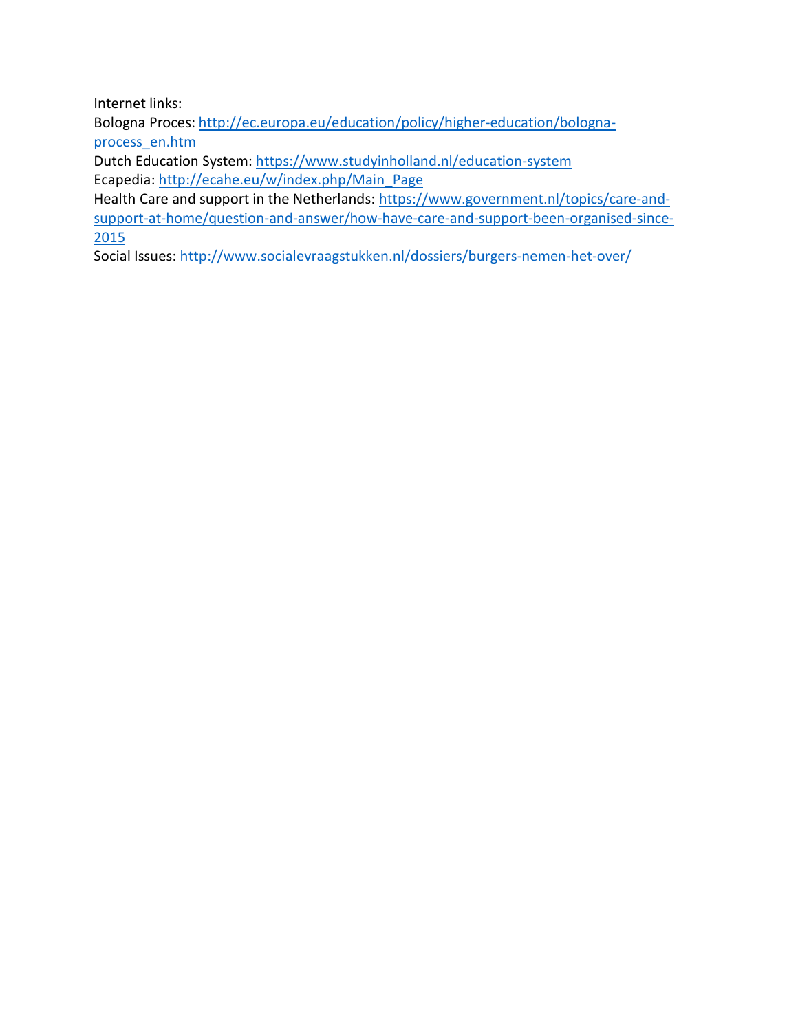Internet links:

Bologna Proces: http://ec.europa.eu/education/policy/higher-education/bologna-process_en.htm

Dutch Education System: https://www.studyinholland.nl/education-system

Ecapedia: http://ecahe.eu/w/index.php/Main_Page

Health Care and support in the Netherlands: https://www.government.nl/topics/care-and-support-at-home/question-and-answer/how-have-care-and-support-been-organised-since-2015

Social Issues: http://www.socialevraagstukken.nl/dossiers/burgers-nemen-het-over/